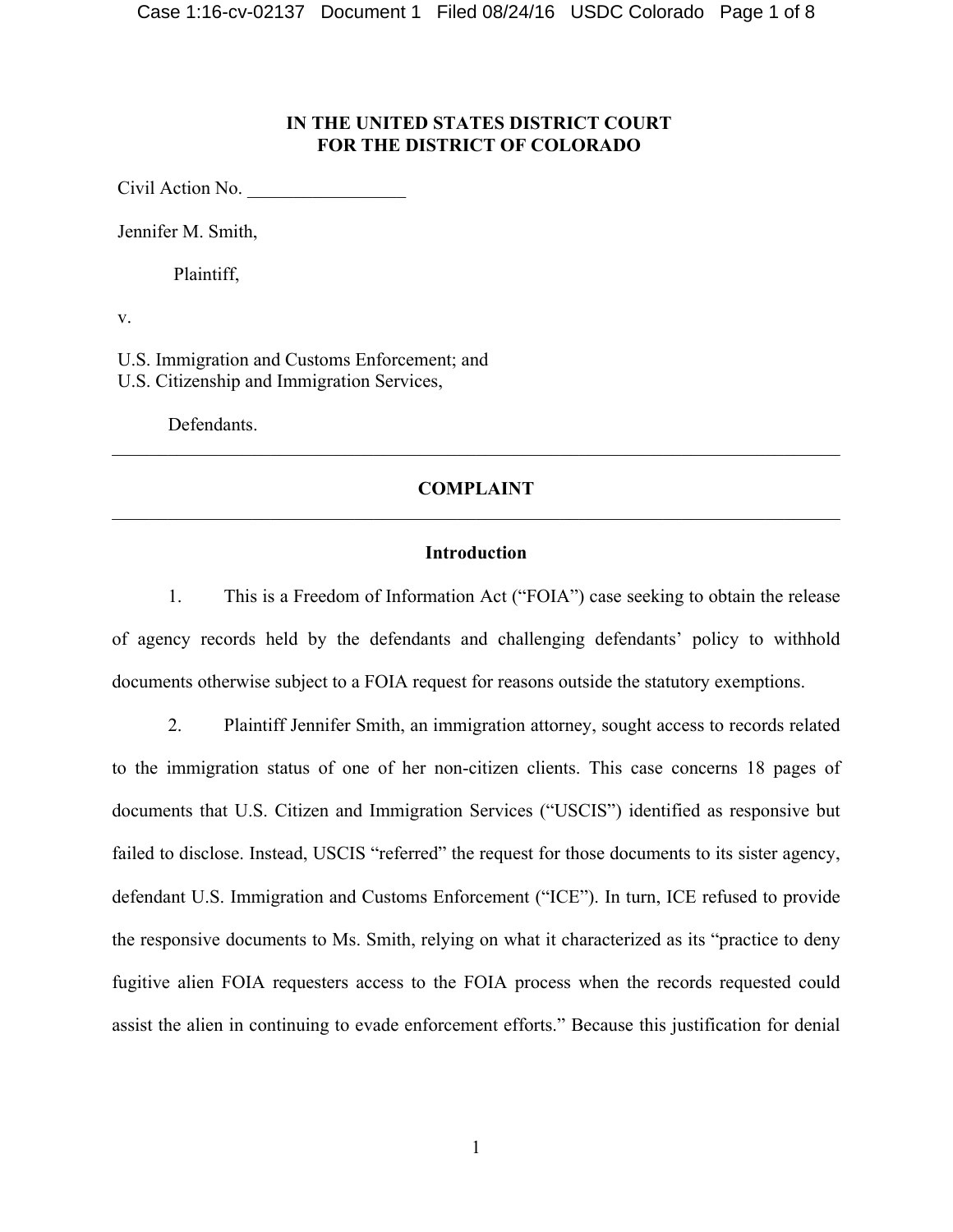**IN THE UNITED STATES DISTRICT COURT**
**FOR THE DISTRICT OF COLORADO**

Civil Action No. _________________

Jennifer M. Smith,

Plaintiff,

v.

U.S. Immigration and Customs Enforcement; and
U.S. Citizenship and Immigration Services,

Defendants.

---

## COMPLAINT

---

### Introduction

1. This is a Freedom of Information Act ("FOIA") case seeking to obtain the release of agency records held by the defendants and challenging defendants' policy to withhold documents otherwise subject to a FOIA request for reasons outside the statutory exemptions.

2. Plaintiff Jennifer Smith, an immigration attorney, sought access to records related to the immigration status of one of her non-citizen clients. This case concerns 18 pages of documents that U.S. Citizen and Immigration Services ("USCIS") identified as responsive but failed to disclose. Instead, USCIS "referred" the request for those documents to its sister agency, defendant U.S. Immigration and Customs Enforcement ("ICE"). In turn, ICE refused to provide the responsive documents to Ms. Smith, relying on what it characterized as its "practice to deny fugitive alien FOIA requesters access to the FOIA process when the records requested could assist the alien in continuing to evade enforcement efforts." Because this justification for denial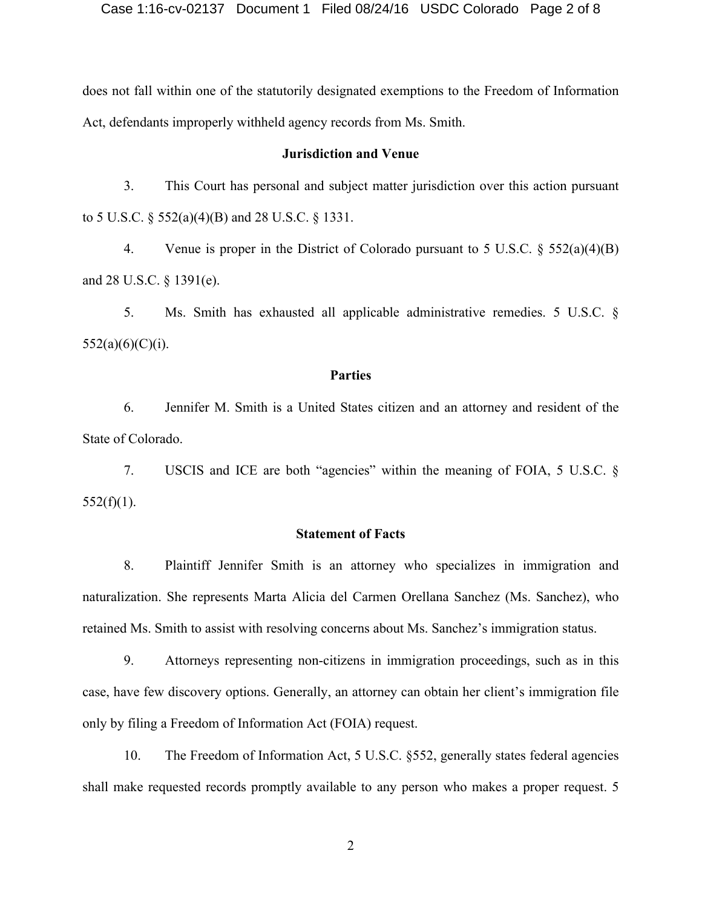does not fall within one of the statutorily designated exemptions to the Freedom of Information Act, defendants improperly withheld agency records from Ms. Smith.

## Jurisdiction and Venue

3. This Court has personal and subject matter jurisdiction over this action pursuant to 5 U.S.C. § 552(a)(4)(B) and 28 U.S.C. § 1331.

4. Venue is proper in the District of Colorado pursuant to 5 U.S.C. § 552(a)(4)(B) and 28 U.S.C. § 1391(e).

5. Ms. Smith has exhausted all applicable administrative remedies. 5 U.S.C. § 552(a)(6)(C)(i).

## Parties

6. Jennifer M. Smith is a United States citizen and an attorney and resident of the State of Colorado.

7. USCIS and ICE are both "agencies" within the meaning of FOIA, 5 U.S.C. § 552(f)(1).

## Statement of Facts

8. Plaintiff Jennifer Smith is an attorney who specializes in immigration and naturalization. She represents Marta Alicia del Carmen Orellana Sanchez (Ms. Sanchez), who retained Ms. Smith to assist with resolving concerns about Ms. Sanchez's immigration status.

9. Attorneys representing non-citizens in immigration proceedings, such as in this case, have few discovery options. Generally, an attorney can obtain her client's immigration file only by filing a Freedom of Information Act (FOIA) request.

10. The Freedom of Information Act, 5 U.S.C. §552, generally states federal agencies shall make requested records promptly available to any person who makes a proper request. 5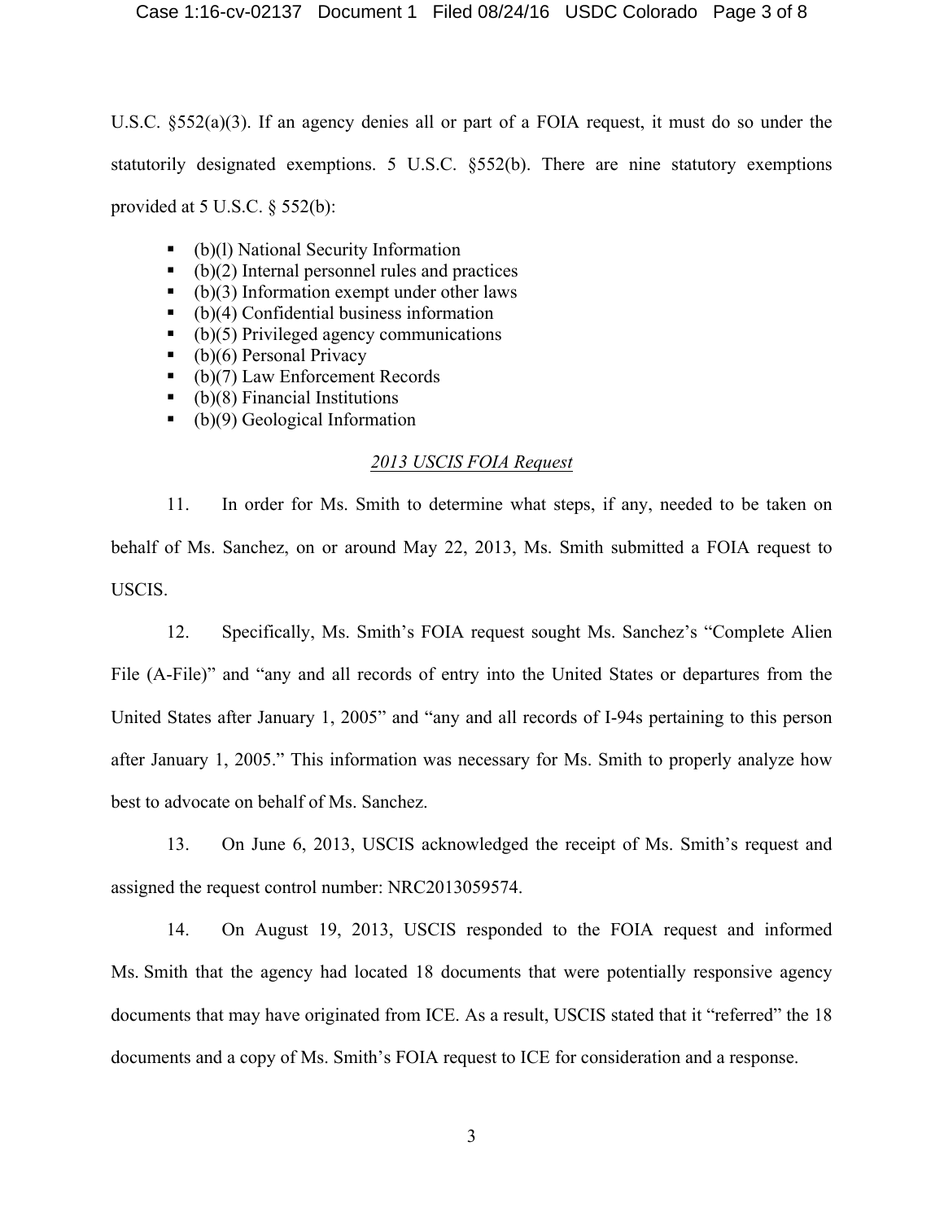U.S.C. §552(a)(3). If an agency denies all or part of a FOIA request, it must do so under the statutorily designated exemptions. 5 U.S.C. §552(b). There are nine statutory exemptions provided at 5 U.S.C. § 552(b):

- (b)(l) National Security Information
- (b)(2) Internal personnel rules and practices
- (b)(3) Information exempt under other laws
- (b)(4) Confidential business information
- (b)(5) Privileged agency communications
- (b)(6) Personal Privacy
- (b)(7) Law Enforcement Records
- (b)(8) Financial Institutions
- (b)(9) Geological Information

*2013 USCIS FOIA Request*

11. In order for Ms. Smith to determine what steps, if any, needed to be taken on behalf of Ms. Sanchez, on or around May 22, 2013, Ms. Smith submitted a FOIA request to USCIS.

12. Specifically, Ms. Smith's FOIA request sought Ms. Sanchez's "Complete Alien File (A-File)" and "any and all records of entry into the United States or departures from the United States after January 1, 2005" and "any and all records of I-94s pertaining to this person after January 1, 2005." This information was necessary for Ms. Smith to properly analyze how best to advocate on behalf of Ms. Sanchez.

13. On June 6, 2013, USCIS acknowledged the receipt of Ms. Smith's request and assigned the request control number: NRC2013059574.

14. On August 19, 2013, USCIS responded to the FOIA request and informed Ms. Smith that the agency had located 18 documents that were potentially responsive agency documents that may have originated from ICE. As a result, USCIS stated that it "referred" the 18 documents and a copy of Ms. Smith's FOIA request to ICE for consideration and a response.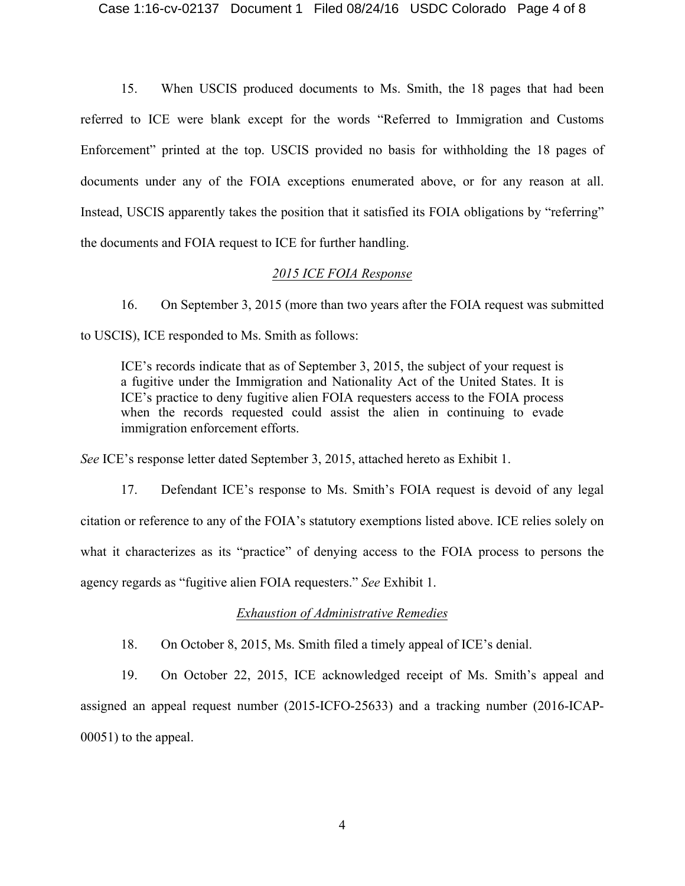15. When USCIS produced documents to Ms. Smith, the 18 pages that had been referred to ICE were blank except for the words "Referred to Immigration and Customs Enforcement" printed at the top. USCIS provided no basis for withholding the 18 pages of documents under any of the FOIA exceptions enumerated above, or for any reason at all. Instead, USCIS apparently takes the position that it satisfied its FOIA obligations by "referring" the documents and FOIA request to ICE for further handling.

### *2015 ICE FOIA Response*

16. On September 3, 2015 (more than two years after the FOIA request was submitted to USCIS), ICE responded to Ms. Smith as follows:

> ICE's records indicate that as of September 3, 2015, the subject of your request is a fugitive under the Immigration and Nationality Act of the United States. It is ICE's practice to deny fugitive alien FOIA requesters access to the FOIA process when the records requested could assist the alien in continuing to evade immigration enforcement efforts.

*See* ICE's response letter dated September 3, 2015, attached hereto as Exhibit 1.

17. Defendant ICE's response to Ms. Smith's FOIA request is devoid of any legal citation or reference to any of the FOIA's statutory exemptions listed above. ICE relies solely on what it characterizes as its "practice" of denying access to the FOIA process to persons the agency regards as "fugitive alien FOIA requesters." *See* Exhibit 1.

### *Exhaustion of Administrative Remedies*

18. On October 8, 2015, Ms. Smith filed a timely appeal of ICE's denial.

19. On October 22, 2015, ICE acknowledged receipt of Ms. Smith's appeal and assigned an appeal request number (2015-ICFO-25633) and a tracking number (2016-ICAP-00051) to the appeal.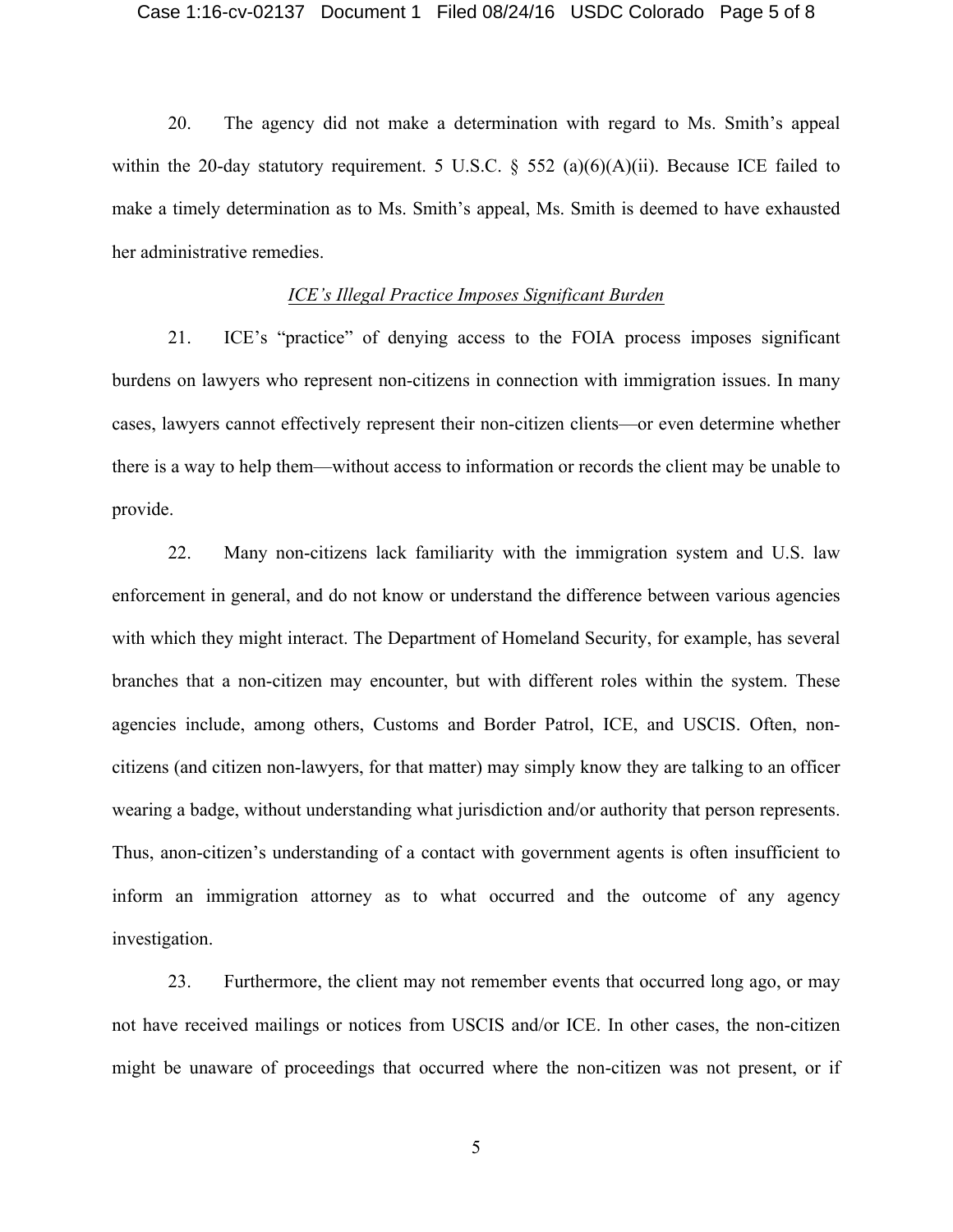20. The agency did not make a determination with regard to Ms. Smith's appeal within the 20-day statutory requirement. 5 U.S.C. § 552 (a)(6)(A)(ii). Because ICE failed to make a timely determination as to Ms. Smith's appeal, Ms. Smith is deemed to have exhausted her administrative remedies.

*ICE's Illegal Practice Imposes Significant Burden*

21. ICE's "practice" of denying access to the FOIA process imposes significant burdens on lawyers who represent non-citizens in connection with immigration issues. In many cases, lawyers cannot effectively represent their non-citizen clients—or even determine whether there is a way to help them—without access to information or records the client may be unable to provide.

22. Many non-citizens lack familiarity with the immigration system and U.S. law enforcement in general, and do not know or understand the difference between various agencies with which they might interact. The Department of Homeland Security, for example, has several branches that a non-citizen may encounter, but with different roles within the system. These agencies include, among others, Customs and Border Patrol, ICE, and USCIS. Often, non-citizens (and citizen non-lawyers, for that matter) may simply know they are talking to an officer wearing a badge, without understanding what jurisdiction and/or authority that person represents. Thus, anon-citizen's understanding of a contact with government agents is often insufficient to inform an immigration attorney as to what occurred and the outcome of any agency investigation.

23. Furthermore, the client may not remember events that occurred long ago, or may not have received mailings or notices from USCIS and/or ICE. In other cases, the non-citizen might be unaware of proceedings that occurred where the non-citizen was not present, or if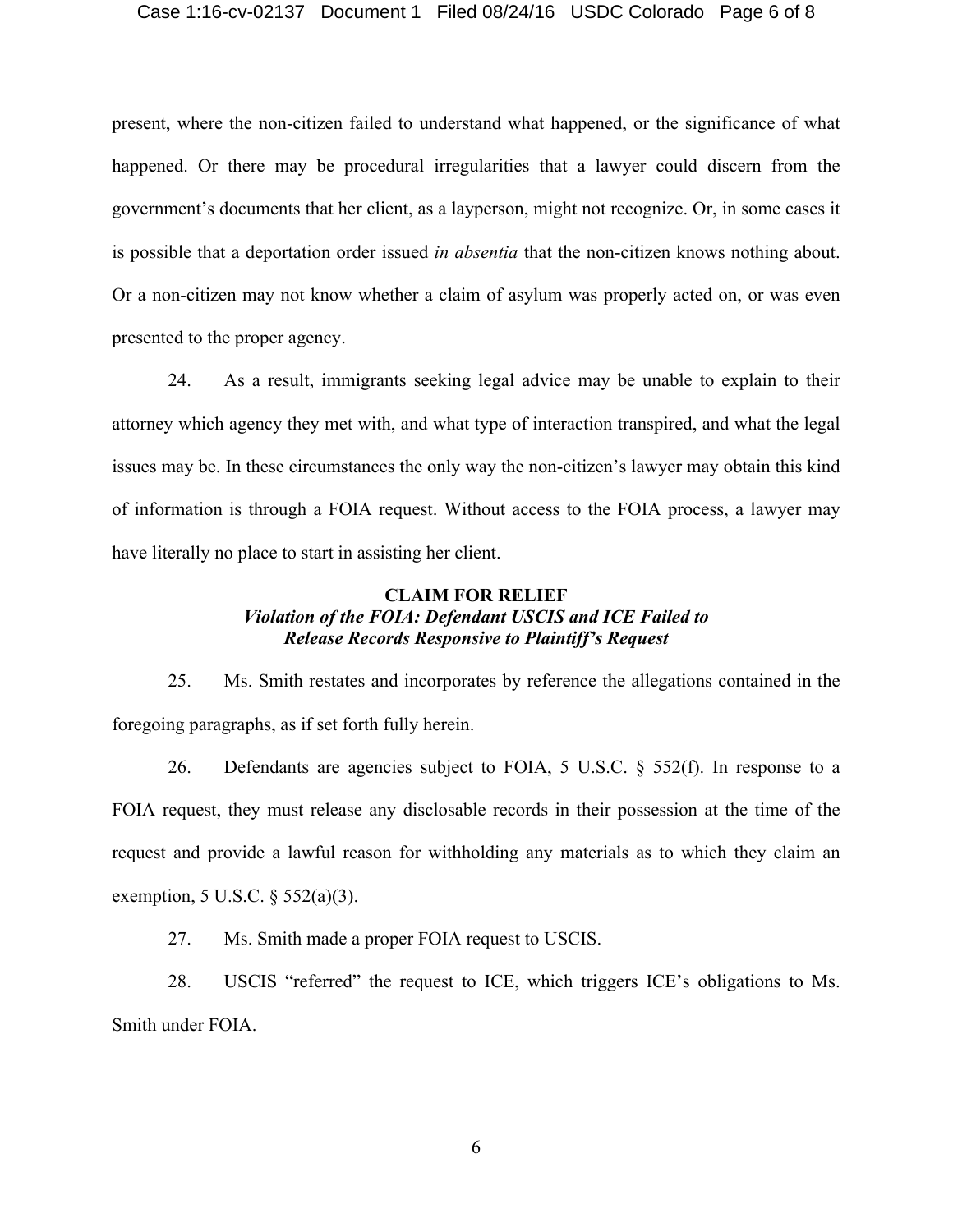present, where the non-citizen failed to understand what happened, or the significance of what happened. Or there may be procedural irregularities that a lawyer could discern from the government's documents that her client, as a layperson, might not recognize. Or, in some cases it is possible that a deportation order issued *in absentia* that the non-citizen knows nothing about. Or a non-citizen may not know whether a claim of asylum was properly acted on, or was even presented to the proper agency.

24. As a result, immigrants seeking legal advice may be unable to explain to their attorney which agency they met with, and what type of interaction transpired, and what the legal issues may be. In these circumstances the only way the non-citizen's lawyer may obtain this kind of information is through a FOIA request. Without access to the FOIA process, a lawyer may have literally no place to start in assisting her client.

**CLAIM FOR RELIEF**
***Violation of the FOIA: Defendant USCIS and ICE Failed to Release Records Responsive to Plaintiff's Request***

25. Ms. Smith restates and incorporates by reference the allegations contained in the foregoing paragraphs, as if set forth fully herein.

26. Defendants are agencies subject to FOIA, 5 U.S.C. § 552(f). In response to a FOIA request, they must release any disclosable records in their possession at the time of the request and provide a lawful reason for withholding any materials as to which they claim an exemption, 5 U.S.C. § 552(a)(3).

27. Ms. Smith made a proper FOIA request to USCIS.

28. USCIS "referred" the request to ICE, which triggers ICE's obligations to Ms. Smith under FOIA.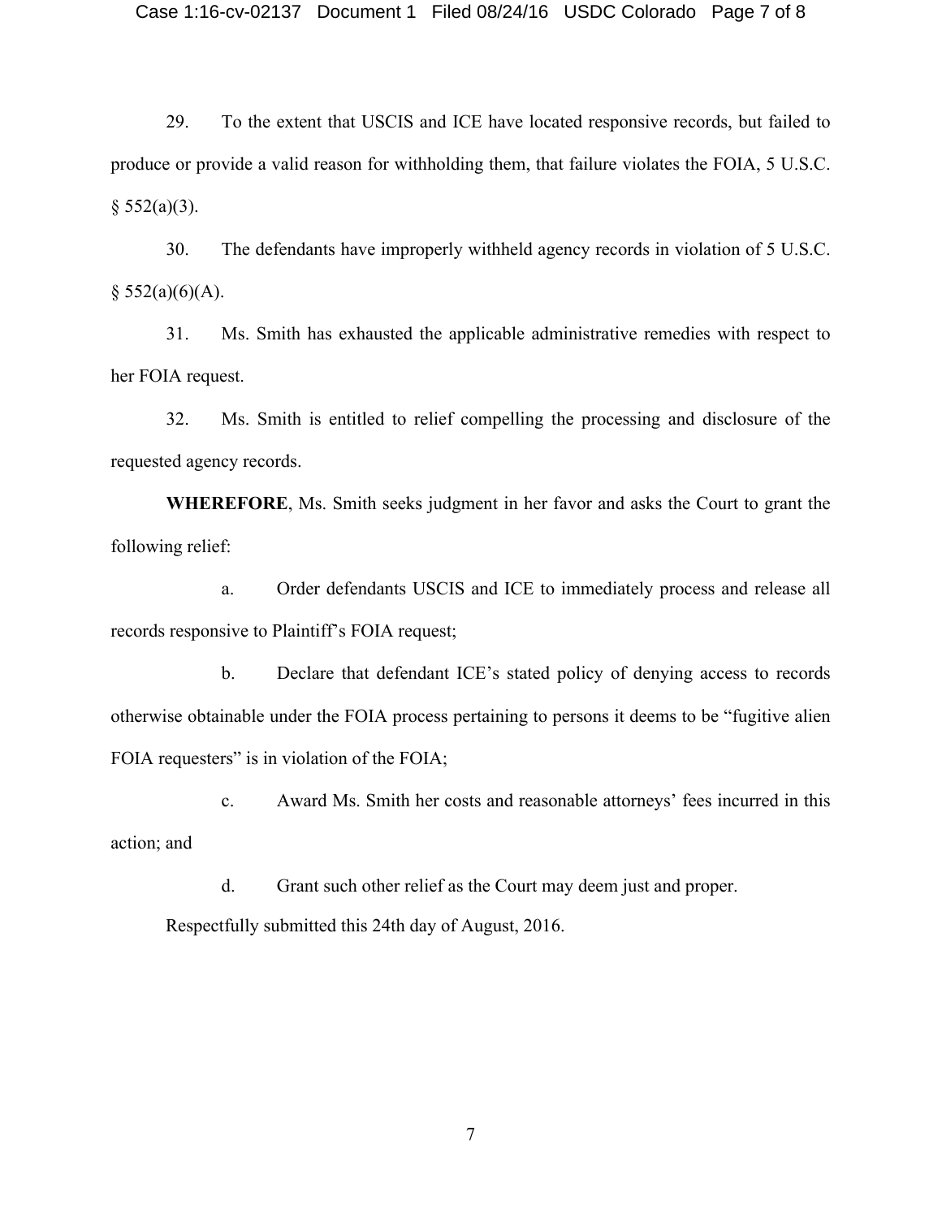29. To the extent that USCIS and ICE have located responsive records, but failed to produce or provide a valid reason for withholding them, that failure violates the FOIA, 5 U.S.C. § 552(a)(3).

30. The defendants have improperly withheld agency records in violation of 5 U.S.C. § 552(a)(6)(A).

31. Ms. Smith has exhausted the applicable administrative remedies with respect to her FOIA request.

32. Ms. Smith is entitled to relief compelling the processing and disclosure of the requested agency records.

**WHEREFORE**, Ms. Smith seeks judgment in her favor and asks the Court to grant the following relief:

a. Order defendants USCIS and ICE to immediately process and release all records responsive to Plaintiff's FOIA request;

b. Declare that defendant ICE's stated policy of denying access to records otherwise obtainable under the FOIA process pertaining to persons it deems to be "fugitive alien FOIA requesters" is in violation of the FOIA;

c. Award Ms. Smith her costs and reasonable attorneys' fees incurred in this action; and

d. Grant such other relief as the Court may deem just and proper.

Respectfully submitted this 24th day of August, 2016.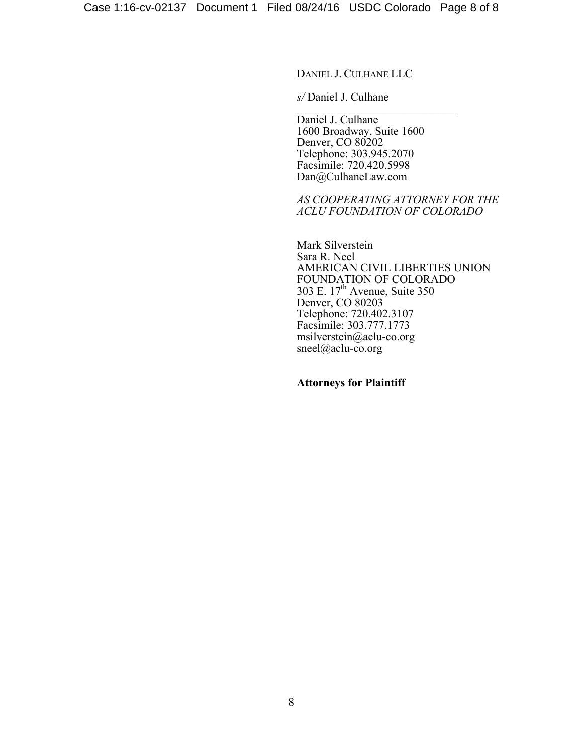DANIEL J. CULHANE LLC

*s/* Daniel J. Culhane

\_\_\_\_\_\_\_\_\_\_\_\_\_\_\_\_\_\_\_\_\_\_\_\_\_\_\_\_\_\_

Daniel J. Culhane
1600 Broadway, Suite 1600
Denver, CO 80202
Telephone: 303.945.2070
Facsimile: 720.420.5998
Dan@CulhaneLaw.com

*AS COOPERATING ATTORNEY FOR THE ACLU FOUNDATION OF COLORADO*

Mark Silverstein
Sara R. Neel
AMERICAN CIVIL LIBERTIES UNION FOUNDATION OF COLORADO
303 E. 17th Avenue, Suite 350
Denver, CO 80203
Telephone: 720.402.3107
Facsimile: 303.777.1773
msilverstein@aclu-co.org
sneel@aclu-co.org

**Attorneys for Plaintiff**